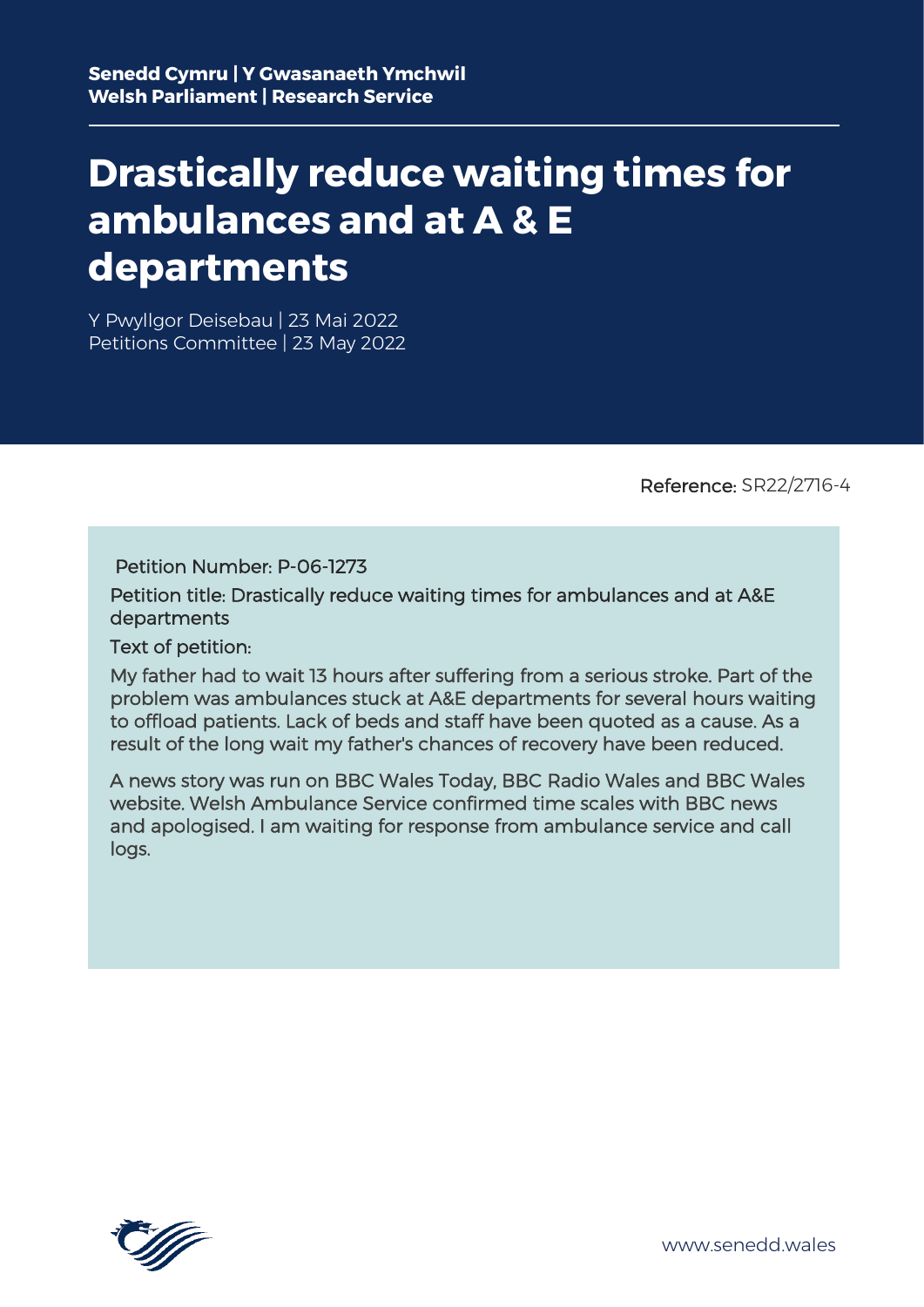**Senedd Cymru | Y Gwasanaeth Ymchwil**
**Welsh Parliament | Research Service**

# Drastically reduce waiting times for ambulances and at A & E departments

Y Pwyllgor Deisebau | 23 Mai 2022
Petitions Committee | 23 May 2022

Reference: SR22/2716-4

Petition Number: P-06-1273

Petition title: Drastically reduce waiting times for ambulances and at A&E departments

Text of petition:

My father had to wait 13 hours after suffering from a serious stroke. Part of the problem was ambulances stuck at A&E departments for several hours waiting to offload patients. Lack of beds and staff have been quoted as a cause. As a result of the long wait my father's chances of recovery have been reduced.

A news story was run on BBC Wales Today, BBC Radio Wales and BBC Wales website. Welsh Ambulance Service confirmed time scales with BBC news and apologised. I am waiting for response from ambulance service and call logs.

www.senedd.wales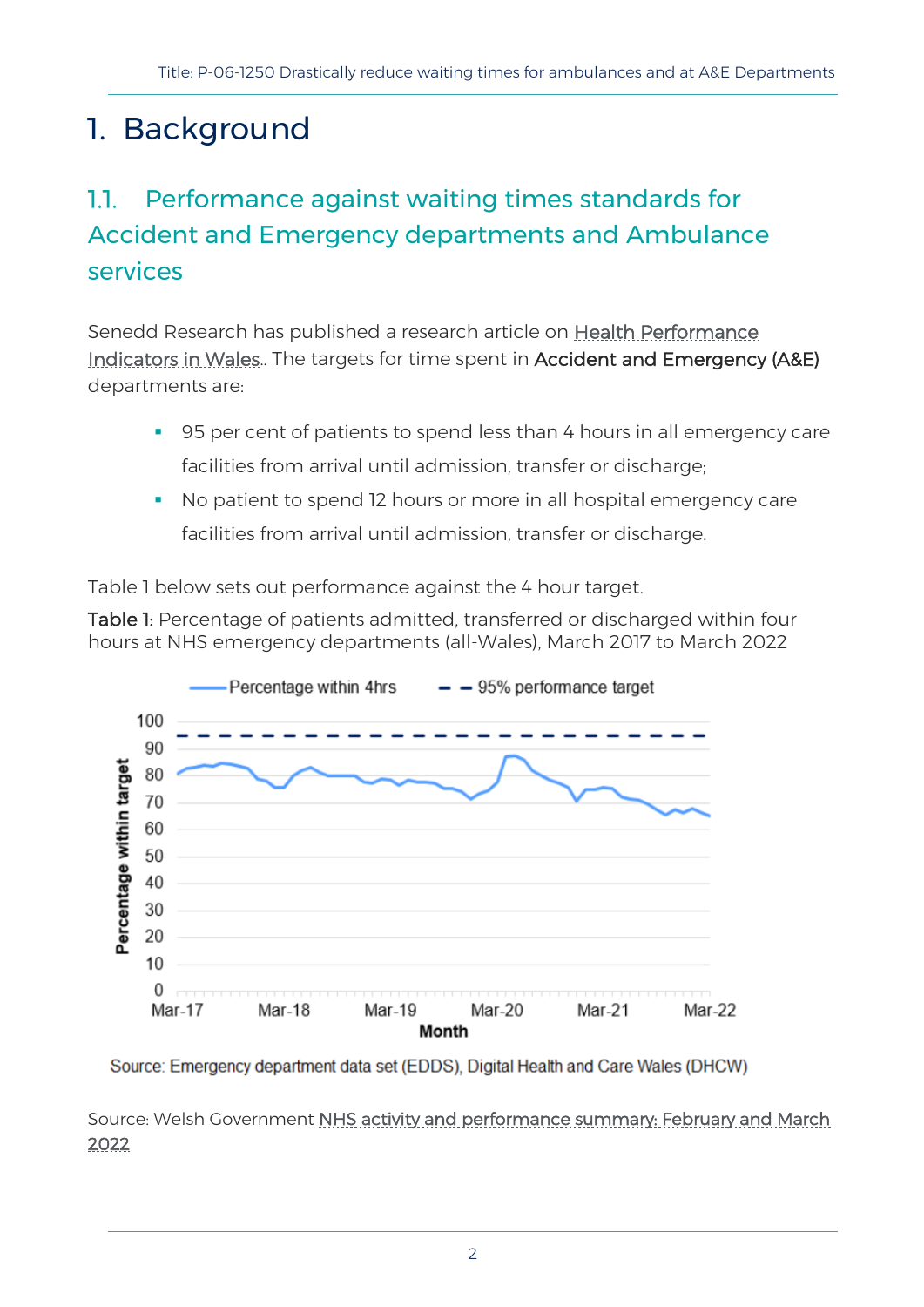# 1. Background

## 1.1. Performance against waiting times standards for Accident and Emergency departments and Ambulance services

Senedd Research has published a research article on Health Performance Indicators in Wales.. The targets for time spent in Accident and Emergency (A&E) departments are:

- 95 per cent of patients to spend less than 4 hours in all emergency care facilities from arrival until admission, transfer or discharge;
- No patient to spend 12 hours or more in all hospital emergency care facilities from arrival until admission, transfer or discharge.

Table 1 below sets out performance against the 4 hour target.

**Table 1:** Percentage of patients admitted, transferred or discharged within four hours at NHS emergency departments (all-Wales), March 2017 to March 2022

Source: Emergency department data set (EDDS), Digital Health and Care Wales (DHCW)

Source: Welsh Government NHS activity and performance summary: February and March 2022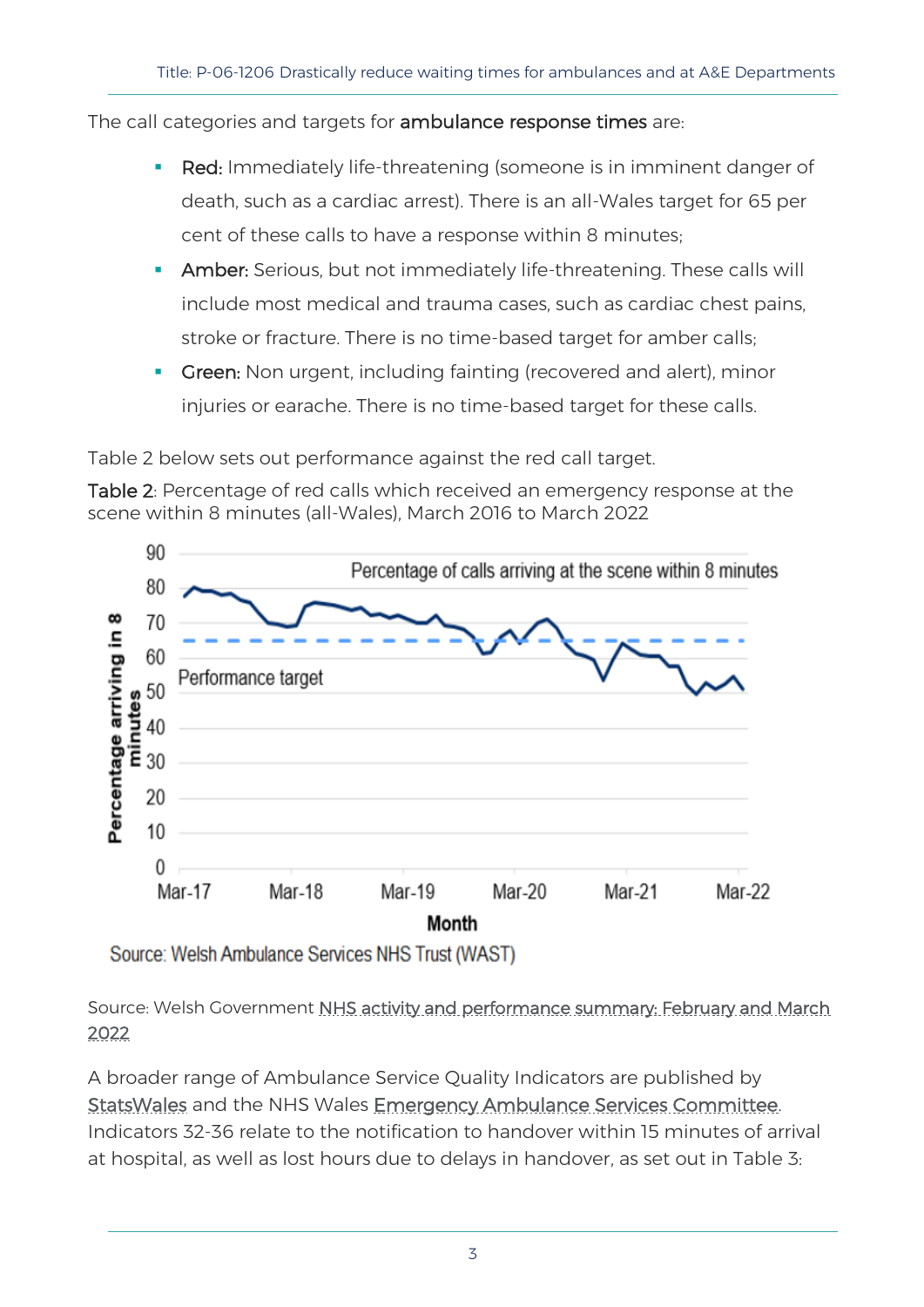The call categories and targets for **ambulance response times** are:

- **Red:** Immediately life-threatening (someone is in imminent danger of death, such as a cardiac arrest). There is an all-Wales target for 65 per cent of these calls to have a response within 8 minutes;
- **Amber:** Serious, but not immediately life-threatening. These calls will include most medical and trauma cases, such as cardiac chest pains, stroke or fracture. There is no time-based target for amber calls;
- **Green:** Non urgent, including fainting (recovered and alert), minor injuries or earache. There is no time-based target for these calls.

Table 2 below sets out performance against the red call target.

**Table 2**: Percentage of red calls which received an emergency response at the scene within 8 minutes (all-Wales), March 2016 to March 2022

Source: Welsh Ambulance Services NHS Trust (WAST)

Source: Welsh Government NHS activity and performance summary: February and March 2022

A broader range of Ambulance Service Quality Indicators are published by StatsWales and the NHS Wales Emergency Ambulance Services Committee. Indicators 32-36 relate to the notification to handover within 15 minutes of arrival at hospital, as well as lost hours due to delays in handover, as set out in Table 3: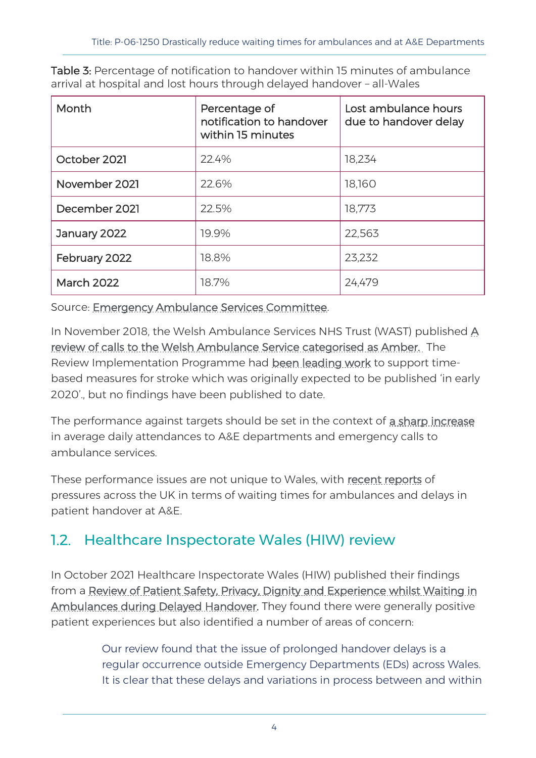**Table 3:** Percentage of notification to handover within 15 minutes of ambulance arrival at hospital and lost hours through delayed handover – all-Wales

| Month | Percentage of notification to handover within 15 minutes | Lost ambulance hours due to handover delay |
|---|---|---|
| October 2021 | 22.4% | 18,234 |
| November 2021 | 22.6% | 18,160 |
| December 2021 | 22.5% | 18,773 |
| January 2022 | 19.9% | 22,563 |
| February 2022 | 18.8% | 23,232 |
| March 2022 | 18.7% | 24,479 |

Source: Emergency Ambulance Services Committee.

In November 2018, the Welsh Ambulance Services NHS Trust (WAST) published A review of calls to the Welsh Ambulance Service categorised as Amber. The Review Implementation Programme had been leading work to support time-based measures for stroke which was originally expected to be published 'in early 2020'., but no findings have been published to date.

The performance against targets should be set in the context of a sharp increase in average daily attendances to A&E departments and emergency calls to ambulance services.

These performance issues are not unique to Wales, with recent reports of pressures across the UK in terms of waiting times for ambulances and delays in patient handover at A&E.

## 1.2. Healthcare Inspectorate Wales (HIW) review

In October 2021 Healthcare Inspectorate Wales (HIW) published their findings from a Review of Patient Safety, Privacy, Dignity and Experience whilst Waiting in Ambulances during Delayed Handover. They found there were generally positive patient experiences but also identified a number of areas of concern:

> Our review found that the issue of prolonged handover delays is a regular occurrence outside Emergency Departments (EDs) across Wales. It is clear that these delays and variations in process between and within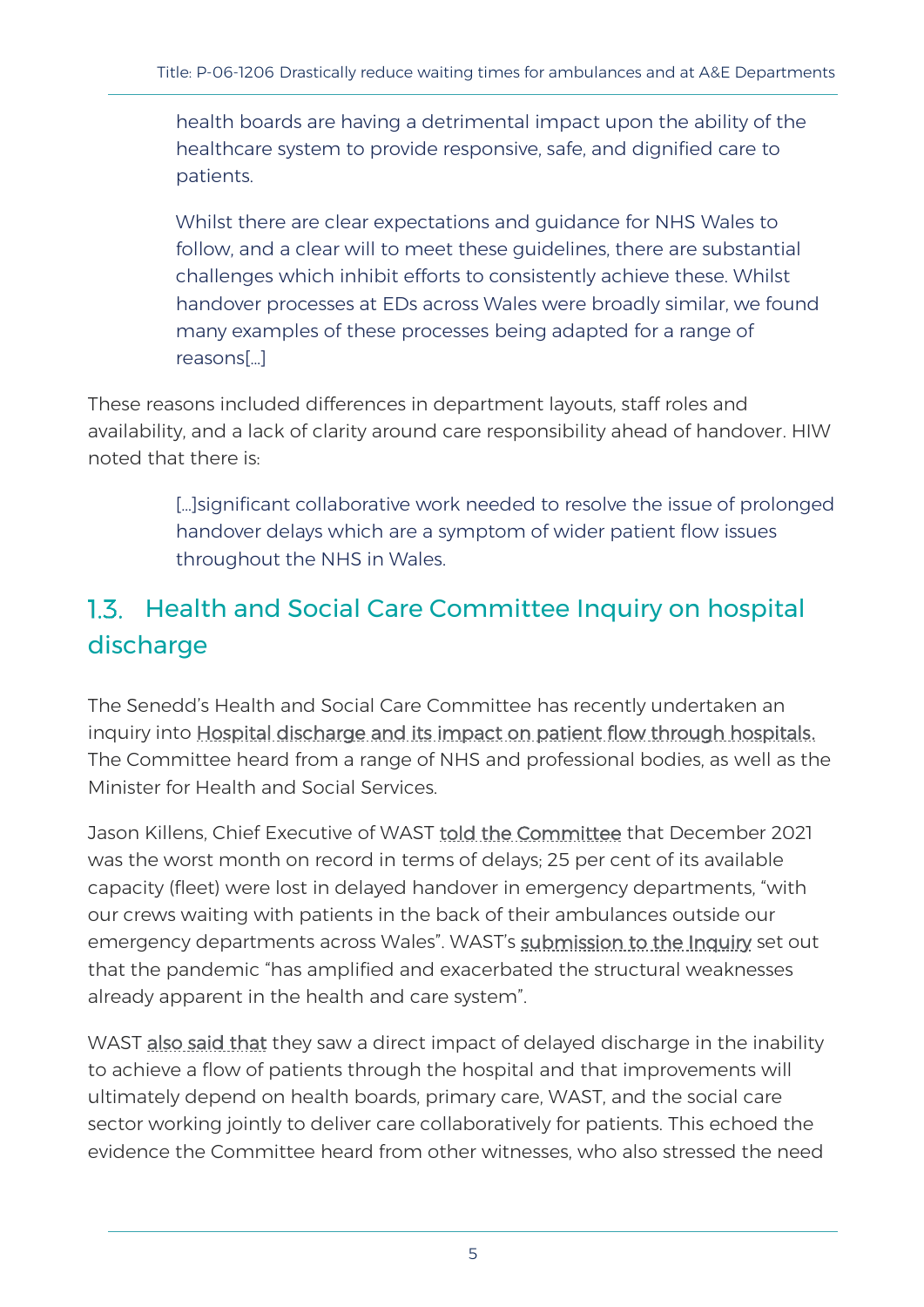> health boards are having a detrimental impact upon the ability of the healthcare system to provide responsive, safe, and dignified care to patients.
>
> Whilst there are clear expectations and guidance for NHS Wales to follow, and a clear will to meet these guidelines, there are substantial challenges which inhibit efforts to consistently achieve these. Whilst handover processes at EDs across Wales were broadly similar, we found many examples of these processes being adapted for a range of reasons[…]

These reasons included differences in department layouts, staff roles and availability, and a lack of clarity around care responsibility ahead of handover. HIW noted that there is:

> […]significant collaborative work needed to resolve the issue of prolonged handover delays which are a symptom of wider patient flow issues throughout the NHS in Wales.

## 1.3. Health and Social Care Committee Inquiry on hospital discharge

The Senedd's Health and Social Care Committee has recently undertaken an inquiry into Hospital discharge and its impact on patient flow through hospitals. The Committee heard from a range of NHS and professional bodies, as well as the Minister for Health and Social Services.

Jason Killens, Chief Executive of WAST told the Committee that December 2021 was the worst month on record in terms of delays; 25 per cent of its available capacity (fleet) were lost in delayed handover in emergency departments, "with our crews waiting with patients in the back of their ambulances outside our emergency departments across Wales". WAST's submission to the Inquiry set out that the pandemic "has amplified and exacerbated the structural weaknesses already apparent in the health and care system".

WAST also said that they saw a direct impact of delayed discharge in the inability to achieve a flow of patients through the hospital and that improvements will ultimately depend on health boards, primary care, WAST, and the social care sector working jointly to deliver care collaboratively for patients. This echoed the evidence the Committee heard from other witnesses, who also stressed the need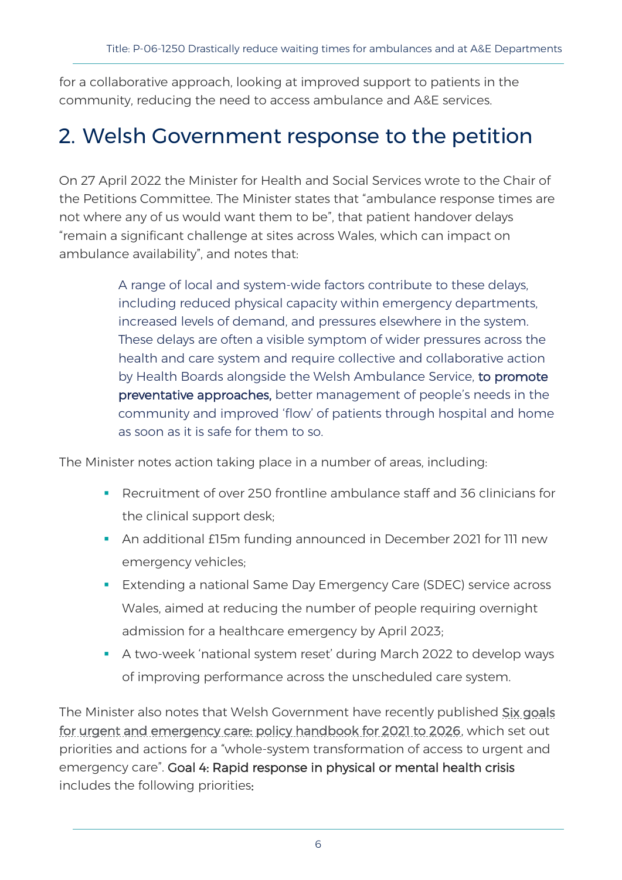for a collaborative approach, looking at improved support to patients in the community, reducing the need to access ambulance and A&E services.

## 2. Welsh Government response to the petition

On 27 April 2022 the Minister for Health and Social Services wrote to the Chair of the Petitions Committee. The Minister states that "ambulance response times are not where any of us would want them to be", that patient handover delays "remain a significant challenge at sites across Wales, which can impact on ambulance availability", and notes that:

> A range of local and system-wide factors contribute to these delays, including reduced physical capacity within emergency departments, increased levels of demand, and pressures elsewhere in the system. These delays are often a visible symptom of wider pressures across the health and care system and require collective and collaborative action by Health Boards alongside the Welsh Ambulance Service, to promote preventative approaches, better management of people's needs in the community and improved 'flow' of patients through hospital and home as soon as it is safe for them to so.

The Minister notes action taking place in a number of areas, including:

- Recruitment of over 250 frontline ambulance staff and 36 clinicians for the clinical support desk;
- An additional £15m funding announced in December 2021 for 111 new emergency vehicles;
- Extending a national Same Day Emergency Care (SDEC) service across Wales, aimed at reducing the number of people requiring overnight admission for a healthcare emergency by April 2023;
- A two-week 'national system reset' during March 2022 to develop ways of improving performance across the unscheduled care system.

The Minister also notes that Welsh Government have recently published Six goals for urgent and emergency care: policy handbook for 2021 to 2026, which set out priorities and actions for a "whole-system transformation of access to urgent and emergency care". Goal 4: Rapid response in physical or mental health crisis includes the following priorities: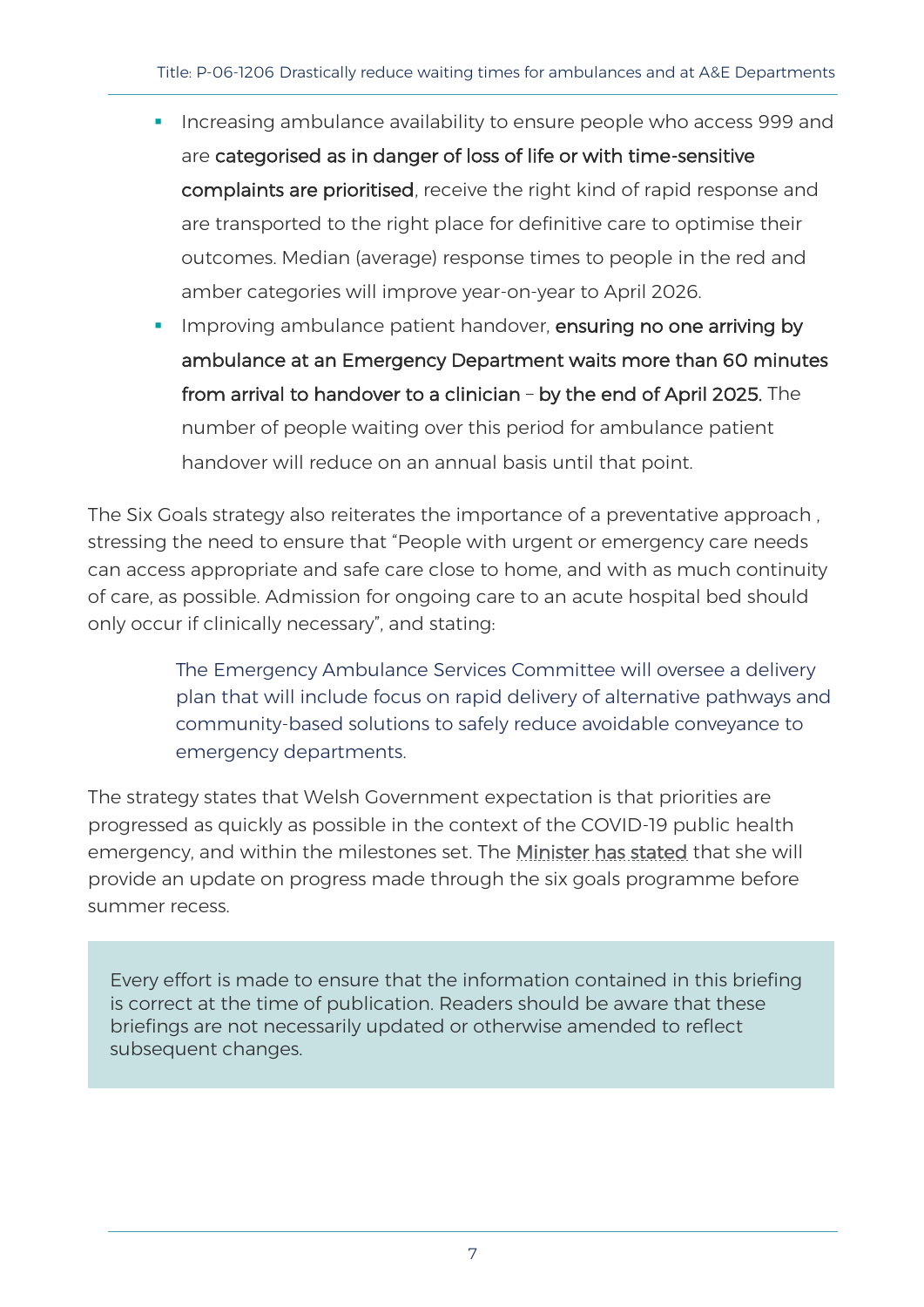- Increasing ambulance availability to ensure people who access 999 and are **categorised as in danger of loss of life or with time-sensitive complaints are prioritised**, receive the right kind of rapid response and are transported to the right place for definitive care to optimise their outcomes. Median (average) response times to people in the red and amber categories will improve year-on-year to April 2026.
- Improving ambulance patient handover, **ensuring no one arriving by ambulance at an Emergency Department waits more than 60 minutes from arrival to handover to a clinician – by the end of April 2025.** The number of people waiting over this period for ambulance patient handover will reduce on an annual basis until that point.

The Six Goals strategy also reiterates the importance of a preventative approach , stressing the need to ensure that "People with urgent or emergency care needs can access appropriate and safe care close to home, and with as much continuity of care, as possible. Admission for ongoing care to an acute hospital bed should only occur if clinically necessary", and stating:

> The Emergency Ambulance Services Committee will oversee a delivery plan that will include focus on rapid delivery of alternative pathways and community-based solutions to safely reduce avoidable conveyance to emergency departments.

The strategy states that Welsh Government expectation is that priorities are progressed as quickly as possible in the context of the COVID-19 public health emergency, and within the milestones set. The Minister has stated that she will provide an update on progress made through the six goals programme before summer recess.

Every effort is made to ensure that the information contained in this briefing is correct at the time of publication. Readers should be aware that these briefings are not necessarily updated or otherwise amended to reflect subsequent changes.